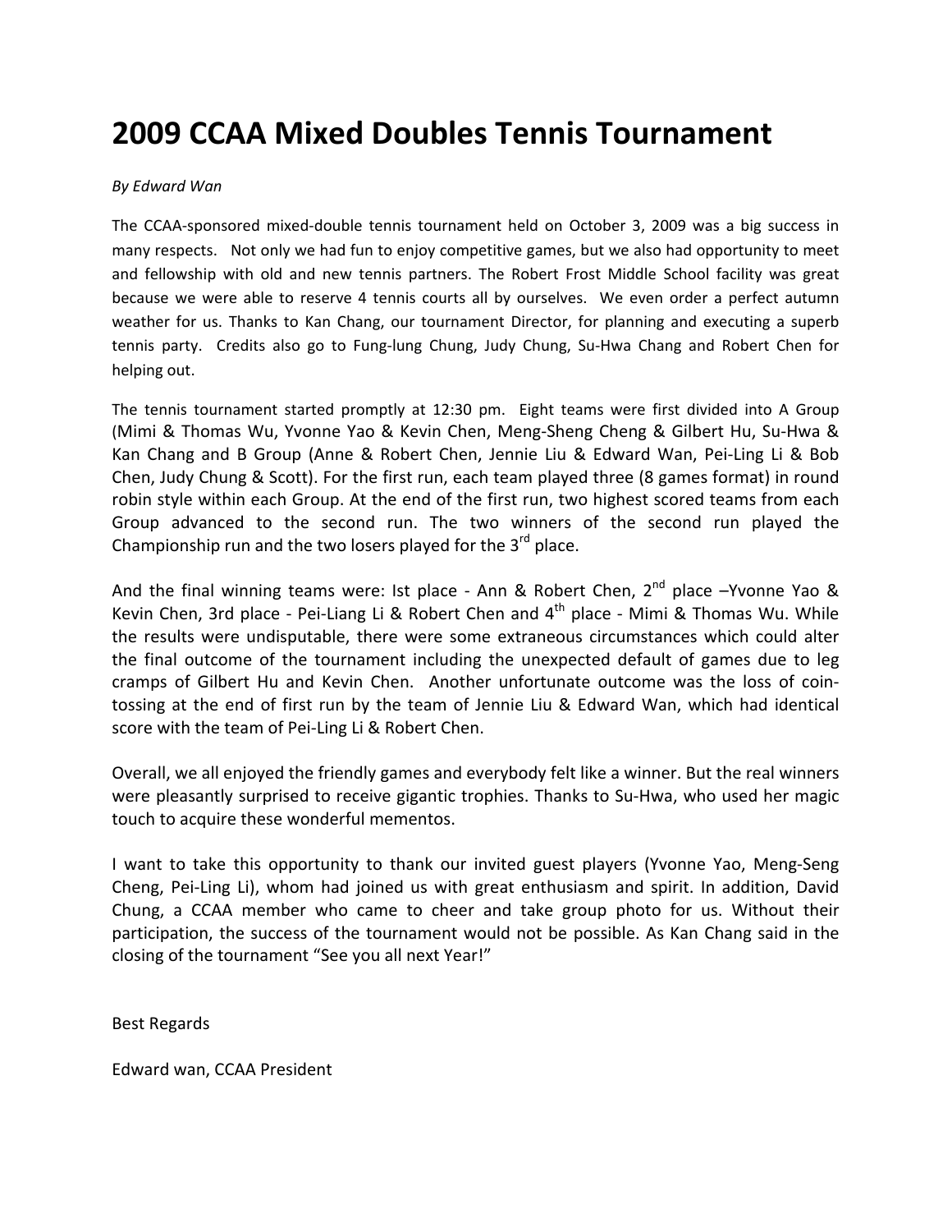# 2009 CCAA Mixed Doubles Tennis Tournament

*By Edward Wan*

The CCAA-sponsored mixed-double tennis tournament held on October 3, 2009 was a big success in many respects. Not only we had fun to enjoy competitive games, but we also had opportunity to meet and fellowship with old and new tennis partners. The Robert Frost Middle School facility was great because we were able to reserve 4 tennis courts all by ourselves. We even order a perfect autumn weather for us. Thanks to Kan Chang, our tournament Director, for planning and executing a superb tennis party. Credits also go to Fung-lung Chung, Judy Chung, Su-Hwa Chang and Robert Chen for helping out.

The tennis tournament started promptly at 12:30 pm. Eight teams were first divided into A Group (Mimi & Thomas Wu, Yvonne Yao & Kevin Chen, Meng-Sheng Cheng & Gilbert Hu, Su-Hwa & Kan Chang and B Group (Anne & Robert Chen, Jennie Liu & Edward Wan, Pei-Ling Li & Bob Chen, Judy Chung & Scott). For the first run, each team played three (8 games format) in round robin style within each Group. At the end of the first run, two highest scored teams from each Group advanced to the second run. The two winners of the second run played the Championship run and the two losers played for the 3rd place.

And the final winning teams were: Ist place - Ann & Robert Chen, 2nd place –Yvonne Yao & Kevin Chen, 3rd place - Pei-Liang Li & Robert Chen and 4th place - Mimi & Thomas Wu. While the results were undisputable, there were some extraneous circumstances which could alter the final outcome of the tournament including the unexpected default of games due to leg cramps of Gilbert Hu and Kevin Chen. Another unfortunate outcome was the loss of coin-tossing at the end of first run by the team of Jennie Liu & Edward Wan, which had identical score with the team of Pei-Ling Li & Robert Chen.

Overall, we all enjoyed the friendly games and everybody felt like a winner. But the real winners were pleasantly surprised to receive gigantic trophies. Thanks to Su-Hwa, who used her magic touch to acquire these wonderful mementos.

I want to take this opportunity to thank our invited guest players (Yvonne Yao, Meng-Seng Cheng, Pei-Ling Li), whom had joined us with great enthusiasm and spirit. In addition, David Chung, a CCAA member who came to cheer and take group photo for us. Without their participation, the success of the tournament would not be possible. As Kan Chang said in the closing of the tournament "See you all next Year!"

Best Regards

Edward wan, CCAA President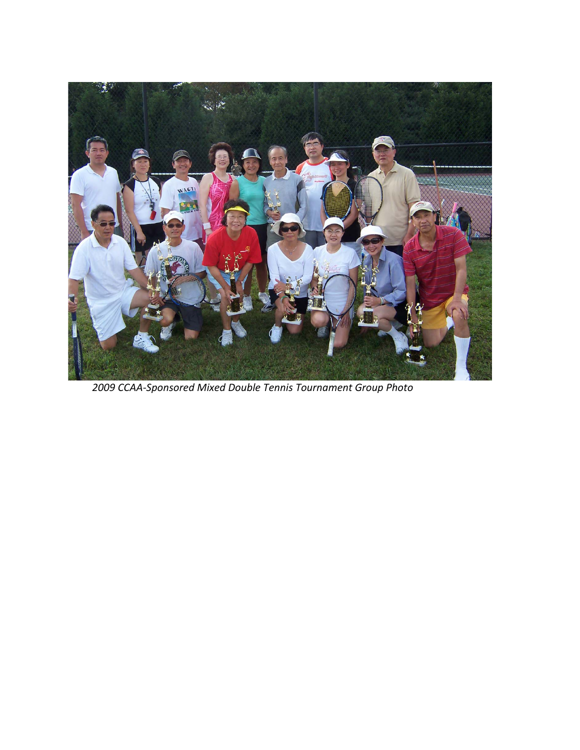*2009 CCAA-Sponsored Mixed Double Tennis Tournament Group Photo*